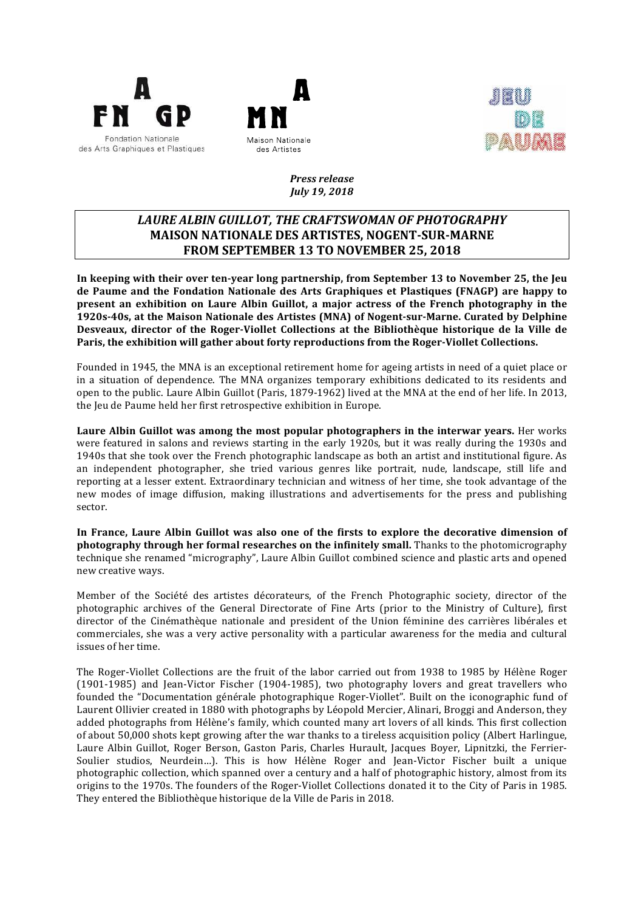FNAGP
Fondation Nationale des Arts Graphiques et Plastiques

MNA
Maison Nationale des Artistes

JEU DE PAUME

*Press release*
*July 19, 2018*

# *LAURE ALBIN GUILLOT, THE CRAFTSWOMAN OF PHOTOGRAPHY*
## MAISON NATIONALE DES ARTISTES, NOGENT-SUR-MARNE
## FROM SEPTEMBER 13 TO NOVEMBER 25, 2018

**In keeping with their over ten-year long partnership, from September 13 to November 25, the Jeu de Paume and the Fondation Nationale des Arts Graphiques et Plastiques (FNAGP) are happy to present an exhibition on Laure Albin Guillot, a major actress of the French photography in the 1920s-40s, at the Maison Nationale des Artistes (MNA) of Nogent-sur-Marne. Curated by Delphine Desveaux, director of the Roger-Viollet Collections at the Bibliothèque historique de la Ville de Paris, the exhibition will gather about forty reproductions from the Roger-Viollet Collections.**

Founded in 1945, the MNA is an exceptional retirement home for ageing artists in need of a quiet place or in a situation of dependence. The MNA organizes temporary exhibitions dedicated to its residents and open to the public. Laure Albin Guillot (Paris, 1879-1962) lived at the MNA at the end of her life. In 2013, the Jeu de Paume held her first retrospective exhibition in Europe.

**Laure Albin Guillot was among the most popular photographers in the interwar years.** Her works were featured in salons and reviews starting in the early 1920s, but it was really during the 1930s and 1940s that she took over the French photographic landscape as both an artist and institutional figure. As an independent photographer, she tried various genres like portrait, nude, landscape, still life and reporting at a lesser extent. Extraordinary technician and witness of her time, she took advantage of the new modes of image diffusion, making illustrations and advertisements for the press and publishing sector.

**In France, Laure Albin Guillot was also one of the firsts to explore the decorative dimension of photography through her formal researches on the infinitely small.** Thanks to the photomicrography technique she renamed "micrography", Laure Albin Guillot combined science and plastic arts and opened new creative ways.

Member of the Société des artistes décorateurs, of the French Photographic society, director of the photographic archives of the General Directorate of Fine Arts (prior to the Ministry of Culture), first director of the Cinémathèque nationale and president of the Union féminine des carrières libérales et commerciales, she was a very active personality with a particular awareness for the media and cultural issues of her time.

The Roger-Viollet Collections are the fruit of the labor carried out from 1938 to 1985 by Hélène Roger (1901-1985) and Jean-Victor Fischer (1904-1985), two photography lovers and great travellers who founded the "Documentation générale photographique Roger-Viollet". Built on the iconographic fund of Laurent Ollivier created in 1880 with photographs by Léopold Mercier, Alinari, Broggi and Anderson, they added photographs from Hélène's family, which counted many art lovers of all kinds. This first collection of about 50,000 shots kept growing after the war thanks to a tireless acquisition policy (Albert Harlingue, Laure Albin Guillot, Roger Berson, Gaston Paris, Charles Hurault, Jacques Boyer, Lipnitzki, the Ferrier-Soulier studios, Neurdein…). This is how Hélène Roger and Jean-Victor Fischer built a unique photographic collection, which spanned over a century and a half of photographic history, almost from its origins to the 1970s. The founders of the Roger-Viollet Collections donated it to the City of Paris in 1985. They entered the Bibliothèque historique de la Ville de Paris in 2018.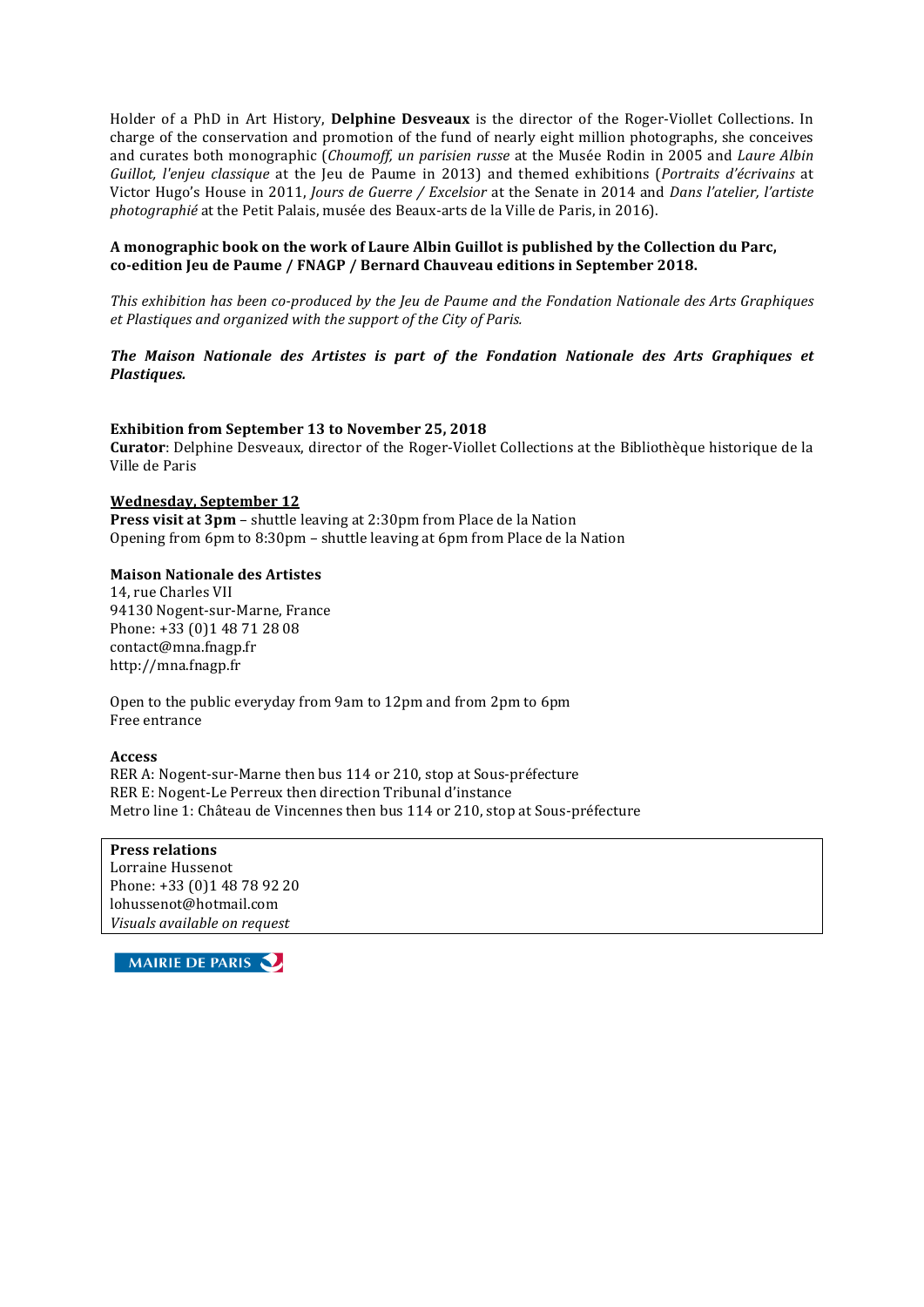Holder of a PhD in Art History, **Delphine Desveaux** is the director of the Roger-Viollet Collections. In charge of the conservation and promotion of the fund of nearly eight million photographs, she conceives and curates both monographic (*Choumoff, un parisien russe* at the Musée Rodin in 2005 and *Laure Albin Guillot, l'enjeu classique* at the Jeu de Paume in 2013) and themed exhibitions (*Portraits d'écrivains* at Victor Hugo's House in 2011, *Jours de Guerre / Excelsior* at the Senate in 2014 and *Dans l'atelier, l'artiste photographié* at the Petit Palais, musée des Beaux-arts de la Ville de Paris, in 2016).

**A monographic book on the work of Laure Albin Guillot is published by the Collection du Parc, co-edition Jeu de Paume / FNAGP / Bernard Chauveau editions in September 2018.**

*This exhibition has been co-produced by the Jeu de Paume and the Fondation Nationale des Arts Graphiques et Plastiques and organized with the support of the City of Paris.*

***The Maison Nationale des Artistes is part of the Fondation Nationale des Arts Graphiques et Plastiques.***

**Exhibition from September 13 to November 25, 2018**
**Curator**: Delphine Desveaux, director of the Roger-Viollet Collections at the Bibliothèque historique de la Ville de Paris

**Wednesday, September 12**
**Press visit at 3pm** – shuttle leaving at 2:30pm from Place de la Nation
Opening from 6pm to 8:30pm – shuttle leaving at 6pm from Place de la Nation

**Maison Nationale des Artistes**
14, rue Charles VII
94130 Nogent-sur-Marne, France
Phone: +33 (0)1 48 71 28 08
contact@mna.fnagp.fr
http://mna.fnagp.fr

Open to the public everyday from 9am to 12pm and from 2pm to 6pm
Free entrance

**Access**
RER A: Nogent-sur-Marne then bus 114 or 210, stop at Sous-préfecture
RER E: Nogent-Le Perreux then direction Tribunal d'instance
Metro line 1: Château de Vincennes then bus 114 or 210, stop at Sous-préfecture

**Press relations**
Lorraine Hussenot
Phone: +33 (0)1 48 78 92 20
lohussenot@hotmail.com
*Visuals available on request*

MAIRIE DE PARIS